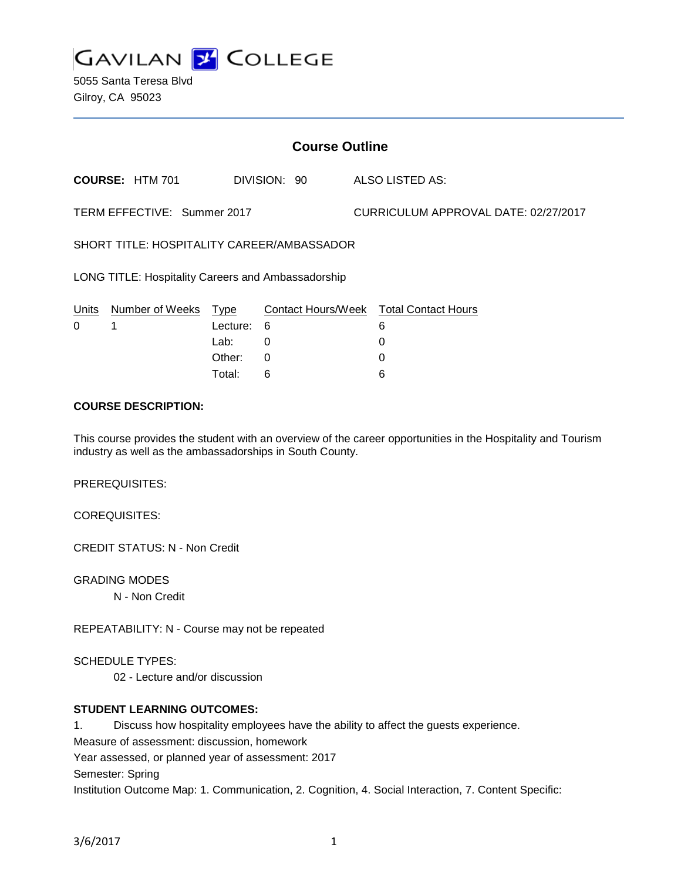# GAVILAN COLLEGE

5055 Santa Teresa Blvd
Gilroy, CA 95023

## Course Outline

**COURSE:** HTM 701 DIVISION: 90 ALSO LISTED AS:

TERM EFFECTIVE: Summer 2017 CURRICULUM APPROVAL DATE: 02/27/2017

SHORT TITLE: HOSPITALITY CAREER/AMBASSADOR

LONG TITLE: Hospitality Careers and Ambassadorship

| Units | Number of Weeks | Type | Contact Hours/Week | Total Contact Hours |
|---|---|---|---|---|
| 0 | 1 | Lecture: | 6 | 6 |
| | | Lab: | 0 | 0 |
| | | Other: | 0 | 0 |
| | | Total: | 6 | 6 |

**COURSE DESCRIPTION:**

This course provides the student with an overview of the career opportunities in the Hospitality and Tourism industry as well as the ambassadorships in South County.

PREREQUISITES:

COREQUISITES:

CREDIT STATUS: N - Non Credit

GRADING MODES

N - Non Credit

REPEATABILITY: N - Course may not be repeated

SCHEDULE TYPES:

02 - Lecture and/or discussion

**STUDENT LEARNING OUTCOMES:**

1. Discuss how hospitality employees have the ability to affect the guests experience.

Measure of assessment: discussion, homework

Year assessed, or planned year of assessment: 2017

Semester: Spring

Institution Outcome Map: 1. Communication, 2. Cognition, 4. Social Interaction, 7. Content Specific: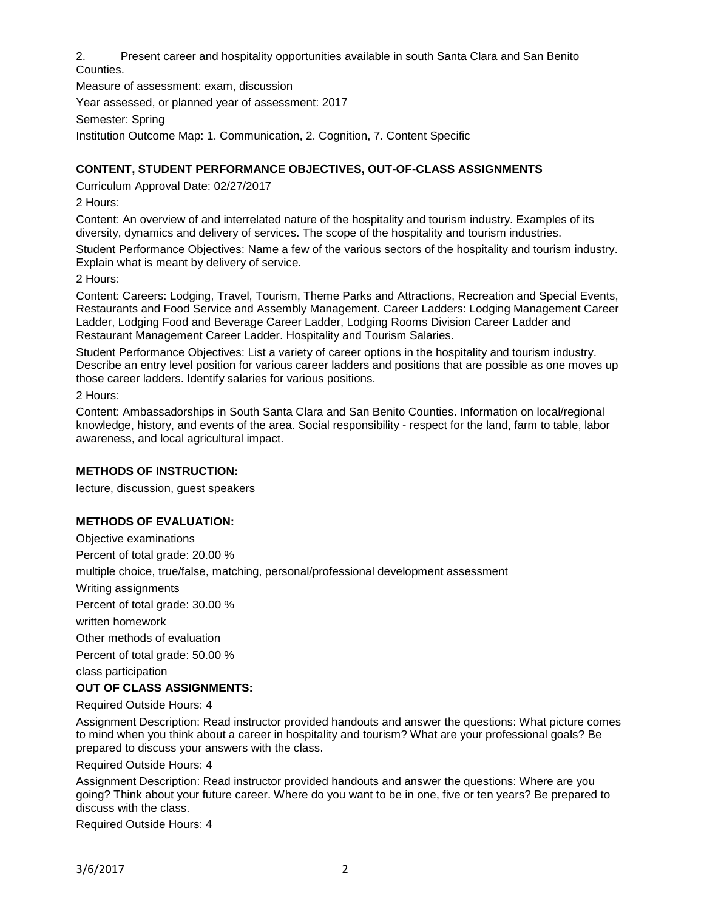2. Present career and hospitality opportunities available in south Santa Clara and San Benito Counties.

Measure of assessment: exam, discussion

Year assessed, or planned year of assessment: 2017

Semester: Spring

Institution Outcome Map: 1. Communication, 2. Cognition, 7. Content Specific

## CONTENT, STUDENT PERFORMANCE OBJECTIVES, OUT-OF-CLASS ASSIGNMENTS

Curriculum Approval Date: 02/27/2017

2 Hours:

Content: An overview of and interrelated nature of the hospitality and tourism industry. Examples of its diversity, dynamics and delivery of services. The scope of the hospitality and tourism industries.

Student Performance Objectives: Name a few of the various sectors of the hospitality and tourism industry. Explain what is meant by delivery of service.

2 Hours:

Content: Careers: Lodging, Travel, Tourism, Theme Parks and Attractions, Recreation and Special Events, Restaurants and Food Service and Assembly Management. Career Ladders: Lodging Management Career Ladder, Lodging Food and Beverage Career Ladder, Lodging Rooms Division Career Ladder and Restaurant Management Career Ladder. Hospitality and Tourism Salaries.

Student Performance Objectives: List a variety of career options in the hospitality and tourism industry. Describe an entry level position for various career ladders and positions that are possible as one moves up those career ladders. Identify salaries for various positions.

2 Hours:

Content: Ambassadorships in South Santa Clara and San Benito Counties. Information on local/regional knowledge, history, and events of the area. Social responsibility - respect for the land, farm to table, labor awareness, and local agricultural impact.

## METHODS OF INSTRUCTION:

lecture, discussion, guest speakers

## METHODS OF EVALUATION:

Objective examinations

Percent of total grade: 20.00 %

multiple choice, true/false, matching, personal/professional development assessment

Writing assignments

Percent of total grade: 30.00 %

written homework

Other methods of evaluation

Percent of total grade: 50.00 %

class participation

## OUT OF CLASS ASSIGNMENTS:

Required Outside Hours: 4

Assignment Description: Read instructor provided handouts and answer the questions: What picture comes to mind when you think about a career in hospitality and tourism? What are your professional goals? Be prepared to discuss your answers with the class.

Required Outside Hours: 4

Assignment Description: Read instructor provided handouts and answer the questions: Where are you going? Think about your future career. Where do you want to be in one, five or ten years? Be prepared to discuss with the class.

Required Outside Hours: 4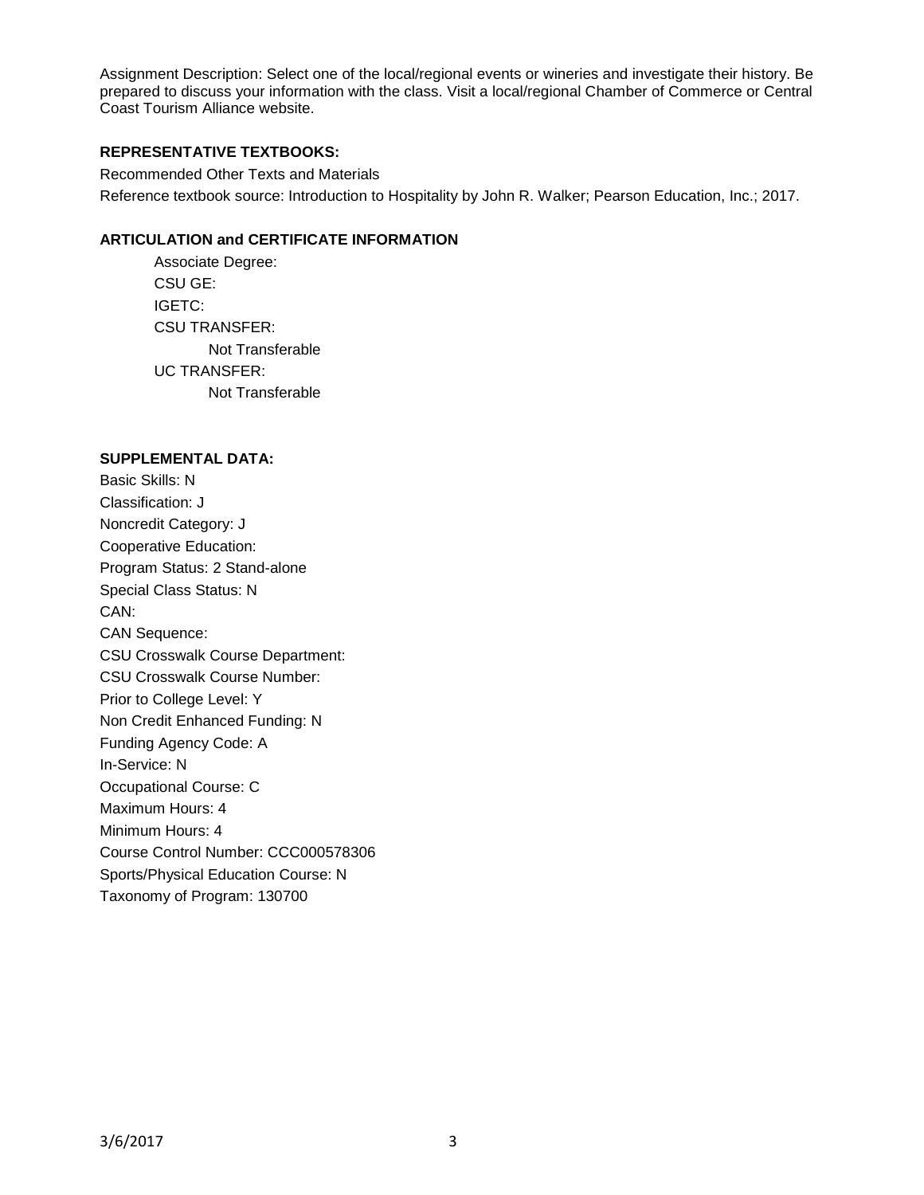Assignment Description: Select one of the local/regional events or wineries and investigate their history. Be prepared to discuss your information with the class. Visit a local/regional Chamber of Commerce or Central Coast Tourism Alliance website.

**REPRESENTATIVE TEXTBOOKS:**

Recommended Other Texts and Materials

Reference textbook source: Introduction to Hospitality by John R. Walker; Pearson Education, Inc.; 2017.

**ARTICULATION and CERTIFICATE INFORMATION**

Associate Degree:
CSU GE:
IGETC:
CSU TRANSFER:
  Not Transferable
UC TRANSFER:
  Not Transferable

**SUPPLEMENTAL DATA:**

Basic Skills: N
Classification: J
Noncredit Category: J
Cooperative Education:
Program Status: 2 Stand-alone
Special Class Status: N
CAN:
CAN Sequence:
CSU Crosswalk Course Department:
CSU Crosswalk Course Number:
Prior to College Level: Y
Non Credit Enhanced Funding: N
Funding Agency Code: A
In-Service: N
Occupational Course: C
Maximum Hours: 4
Minimum Hours: 4
Course Control Number: CCC000578306
Sports/Physical Education Course: N
Taxonomy of Program: 130700